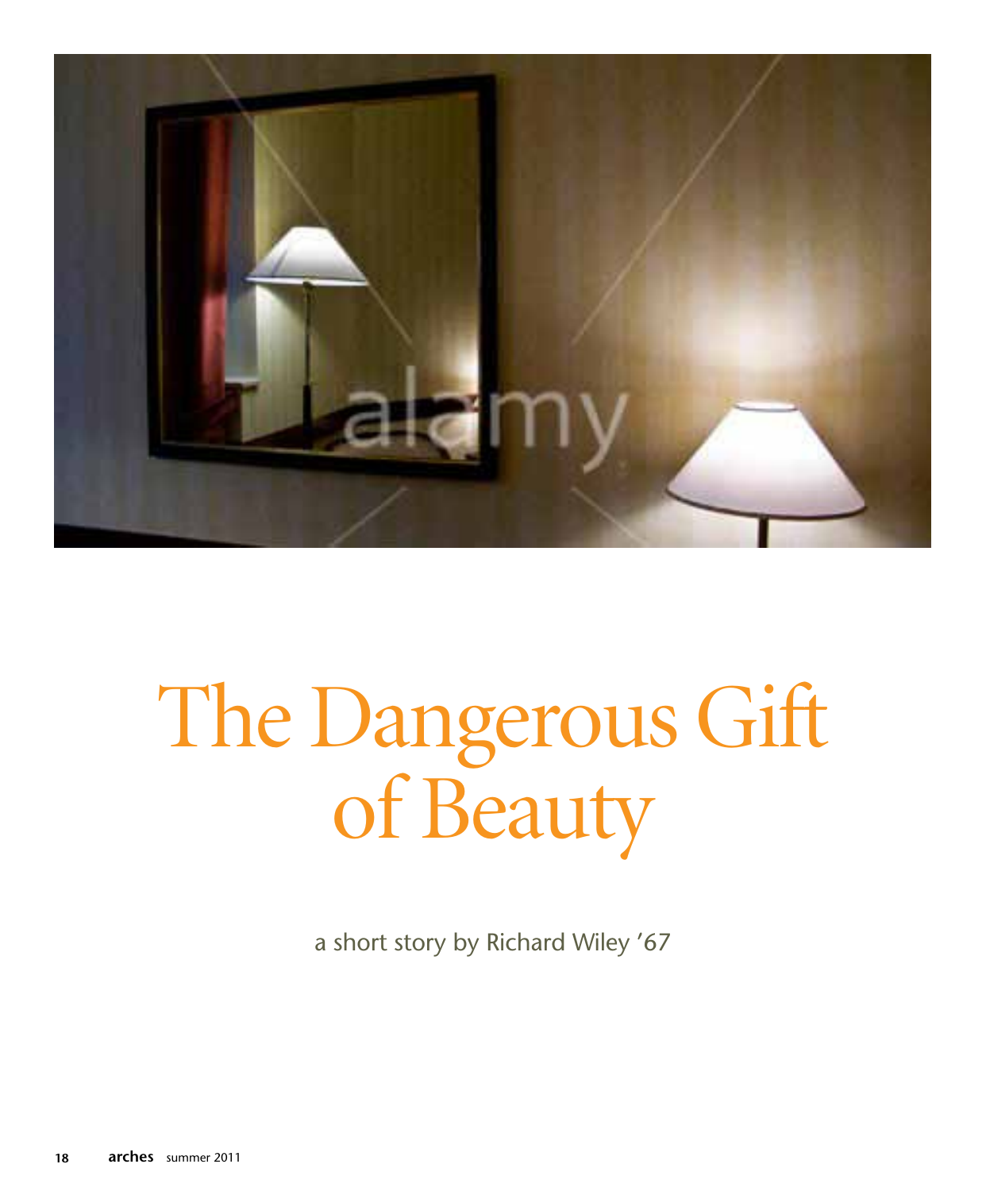# The Dangerous Gift of Beauty

a short story by Richard Wiley '67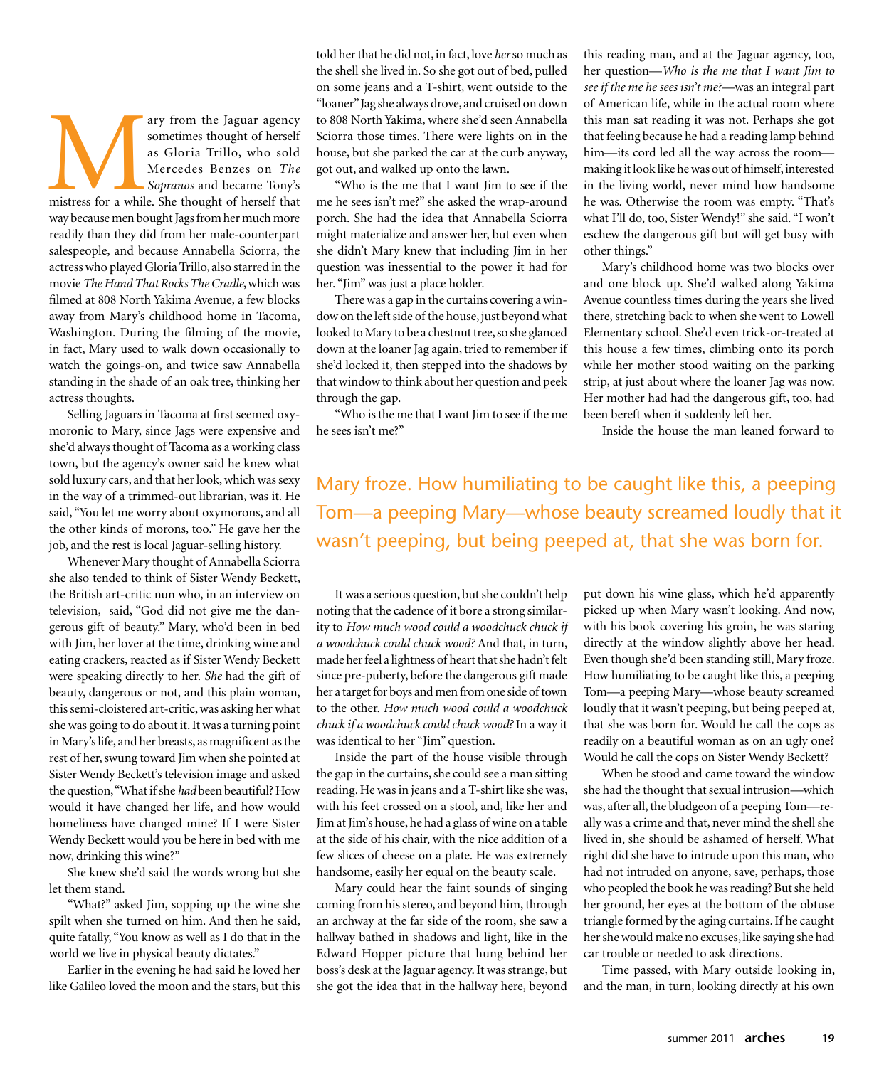Mary from the Jaguar agency sometimes thought of herself as Gloria Trillo, who sold Mercedes Benzes on *The Sopranos* and became Tony's mistress for a while. She thought of herself that way because men bought Jags from her much more readily than they did from her male-counterpart salespeople, and because Annabella Sciorra, the actress who played Gloria Trillo, also starred in the movie *The Hand That Rocks The Cradle*, which was filmed at 808 North Yakima Avenue, a few blocks away from Mary's childhood home in Tacoma, Washington. During the filming of the movie, in fact, Mary used to walk down occasionally to watch the goings-on, and twice saw Annabella standing in the shade of an oak tree, thinking her actress thoughts.

Selling Jaguars in Tacoma at first seemed oxymoronic to Mary, since Jags were expensive and she'd always thought of Tacoma as a working class town, but the agency's owner said he knew what sold luxury cars, and that her look, which was sexy in the way of a trimmed-out librarian, was it. He said, "You let me worry about oxymorons, and all the other kinds of morons, too." He gave her the job, and the rest is local Jaguar-selling history.

Whenever Mary thought of Annabella Sciorra she also tended to think of Sister Wendy Beckett, the British art-critic nun who, in an interview on television, said, "God did not give me the dangerous gift of beauty." Mary, who'd been in bed with Jim, her lover at the time, drinking wine and eating crackers, reacted as if Sister Wendy Beckett were speaking directly to her. *She* had the gift of beauty, dangerous or not, and this plain woman, this semi-cloistered art-critic, was asking her what she was going to do about it. It was a turning point in Mary's life, and her breasts, as magnificent as the rest of her, swung toward Jim when she pointed at Sister Wendy Beckett's television image and asked the question, "What if she *had* been beautiful? How would it have changed her life, and how would homeliness have changed mine? If I were Sister Wendy Beckett would you be here in bed with me now, drinking this wine?"

She knew she'd said the words wrong but she let them stand.

"What?" asked Jim, sopping up the wine she spilt when she turned on him. And then he said, quite fatally, "You know as well as I do that in the world we live in physical beauty dictates."

Earlier in the evening he had said he loved her like Galileo loved the moon and the stars, but this told her that he did not, in fact, love *her* so much as the shell she lived in. So she got out of bed, pulled on some jeans and a T-shirt, went outside to the "loaner" Jag she always drove, and cruised on down to 808 North Yakima, where she'd seen Annabella Sciorra those times. There were lights on in the house, but she parked the car at the curb anyway, got out, and walked up onto the lawn.

"Who is the me that I want Jim to see if the me he sees isn't me?" she asked the wrap-around porch. She had the idea that Annabella Sciorra might materialize and answer her, but even when she didn't Mary knew that including Jim in her question was inessential to the power it had for her. "Jim" was just a place holder.

There was a gap in the curtains covering a window on the left side of the house, just beyond what looked to Mary to be a chestnut tree, so she glanced down at the loaner Jag again, tried to remember if she'd locked it, then stepped into the shadows by that window to think about her question and peek through the gap.

"Who is the me that I want Jim to see if the me he sees isn't me?"

It was a serious question, but she couldn't help noting that the cadence of it bore a strong similarity to *How much wood could a woodchuck chuck if a woodchuck could chuck wood?* And that, in turn, made her feel a lightness of heart that she hadn't felt since pre-puberty, before the dangerous gift made her a target for boys and men from one side of town to the other. *How much wood could a woodchuck chuck if a woodchuck could chuck wood?* In a way it was identical to her "Jim" question.

Inside the part of the house visible through the gap in the curtains, she could see a man sitting reading. He was in jeans and a T-shirt like she was, with his feet crossed on a stool, and, like her and Jim at Jim's house, he had a glass of wine on a table at the side of his chair, with the nice addition of a few slices of cheese on a plate. He was extremely handsome, easily her equal on the beauty scale.

Mary could hear the faint sounds of singing coming from his stereo, and beyond him, through an archway at the far side of the room, she saw a hallway bathed in shadows and light, like in the Edward Hopper picture that hung behind her boss's desk at the Jaguar agency. It was strange, but she got the idea that in the hallway here, beyond this reading man, and at the Jaguar agency, too, her question—*Who is the me that I want Jim to see if the me he sees isn't me?*—was an integral part of American life, while in the actual room where this man sat reading it was not. Perhaps she got that feeling because he had a reading lamp behind him—its cord led all the way across the room—making it look like he was out of himself, interested in the living world, never mind how handsome he was. Otherwise the room was empty. "That's what I'll do, too, Sister Wendy!" she said. "I won't eschew the dangerous gift but will get busy with other things."

Mary's childhood home was two blocks over and one block up. She'd walked along Yakima Avenue countless times during the years she lived there, stretching back to when she went to Lowell Elementary school. She'd even trick-or-treated at this house a few times, climbing onto its porch while her mother stood waiting on the parking strip, at just about where the loaner Jag was now. Her mother had had the dangerous gift, too, had been bereft when it suddenly left her.

Inside the house the man leaned forward to put down his wine glass, which he'd apparently picked up when Mary wasn't looking. And now, with his book covering his groin, he was staring directly at the window slightly above her head. Even though she'd been standing still, Mary froze. How humiliating to be caught like this, a peeping Tom—a peeping Mary—whose beauty screamed loudly that it wasn't peeping, but being peeped at, that she was born for. Would he call the cops as readily on a beautiful woman as on an ugly one? Would he call the cops on Sister Wendy Beckett?

When he stood and came toward the window she had the thought that sexual intrusion—which was, after all, the bludgeon of a peeping Tom—really was a crime and that, never mind the shell she lived in, she should be ashamed of herself. What right did she have to intrude upon this man, who had not intruded on anyone, save, perhaps, those who peopled the book he was reading? But she held her ground, her eyes at the bottom of the obtuse triangle formed by the aging curtains. If he caught her she would make no excuses, like saying she had car trouble or needed to ask directions.

Time passed, with Mary outside looking in, and the man, in turn, looking directly at his own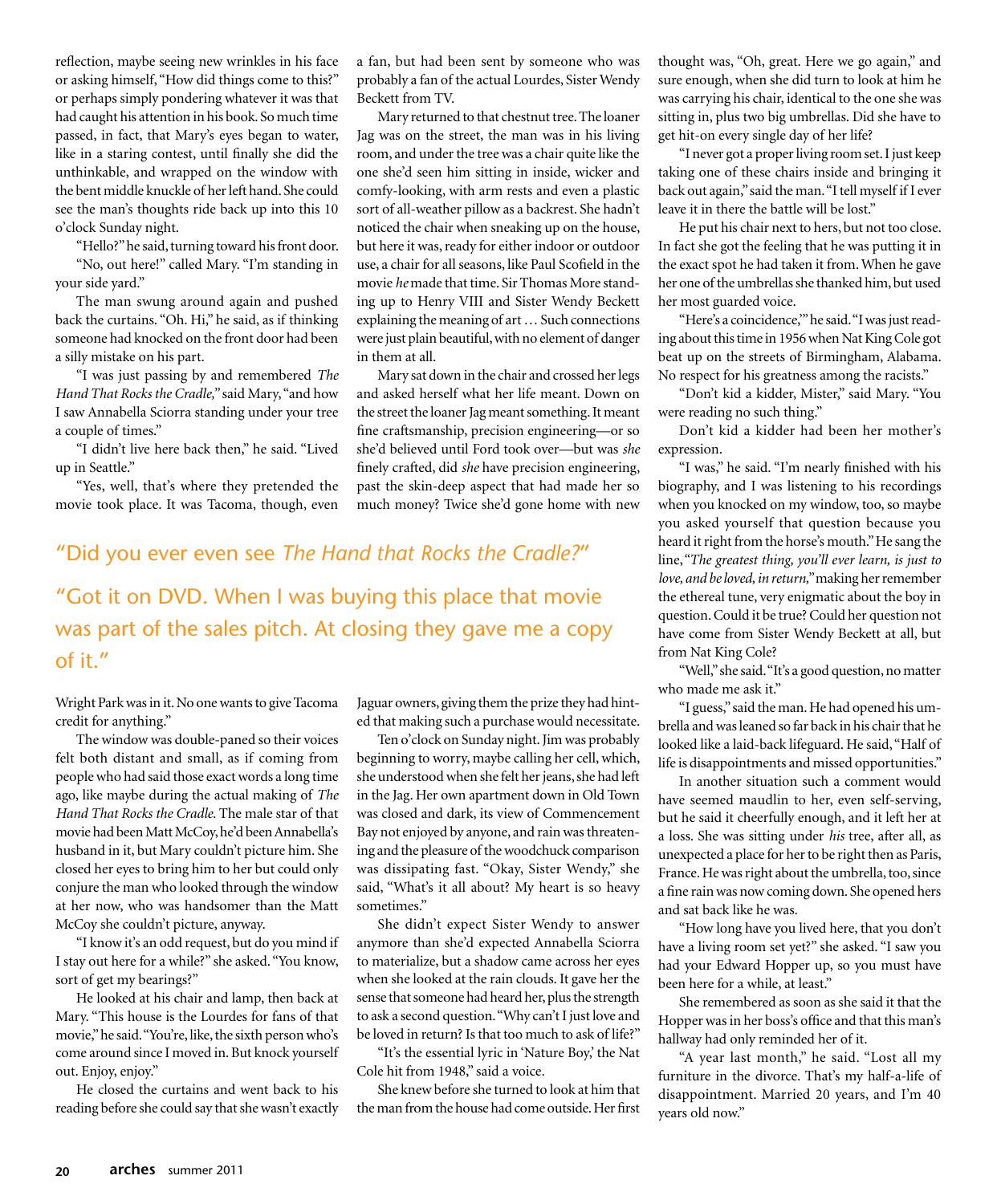reflection, maybe seeing new wrinkles in his face or asking himself, "How did things come to this?" or perhaps simply pondering whatever it was that had caught his attention in his book. So much time passed, in fact, that Mary's eyes began to water, like in a staring contest, until finally she did the unthinkable, and wrapped on the window with the bent middle knuckle of her left hand. She could see the man's thoughts ride back up into this 10 o'clock Sunday night.

"Hello?" he said, turning toward his front door.

"No, out here!" called Mary. "I'm standing in your side yard."

The man swung around again and pushed back the curtains. "Oh. Hi," he said, as if thinking someone had knocked on the front door had been a silly mistake on his part.

"I was just passing by and remembered *The Hand That Rocks the Cradle,"* said Mary, "and how I saw Annabella Sciorra standing under your tree a couple of times."

"I didn't live here back then," he said. "Lived up in Seattle."

"Yes, well, that's where they pretended the movie took place. It was Tacoma, though, even Wright Park was in it. No one wants to give Tacoma credit for anything."

The window was double-paned so their voices felt both distant and small, as if coming from people who had said those exact words a long time ago, like maybe during the actual making of *The Hand That Rocks the Cradle.* The male star of that movie had been Matt McCoy, he'd been Annabella's husband in it, but Mary couldn't picture him. She closed her eyes to bring him to her but could only conjure the man who looked through the window at her now, who was handsomer than the Matt McCoy she couldn't picture, anyway.

"I know it's an odd request, but do you mind if I stay out here for a while?" she asked. "You know, sort of get my bearings?"

He looked at his chair and lamp, then back at Mary. "This house is the Lourdes for fans of that movie," he said. "You're, like, the sixth person who's come around since I moved in. But knock yourself out. Enjoy, enjoy."

He closed the curtains and went back to his reading before she could say that she wasn't exactly a fan, but had been sent by someone who was probably a fan of the actual Lourdes, Sister Wendy Beckett from TV.

Mary returned to that chestnut tree. The loaner Jag was on the street, the man was in his living room, and under the tree was a chair quite like the one she'd seen him sitting in inside, wicker and comfy-looking, with arm rests and even a plastic sort of all-weather pillow as a backrest. She hadn't noticed the chair when sneaking up on the house, but here it was, ready for either indoor or outdoor use, a chair for all seasons, like Paul Scofield in the movie *he* made that time. Sir Thomas More standing up to Henry VIII and Sister Wendy Beckett explaining the meaning of art … Such connections were just plain beautiful, with no element of danger in them at all.

Mary sat down in the chair and crossed her legs and asked herself what her life meant. Down on the street the loaner Jag meant something. It meant fine craftsmanship, precision engineering—or so she'd believed until Ford took over—but was *she* finely crafted, did *she* have precision engineering, past the skin-deep aspect that had made her so much money? Twice she'd gone home with new Jaguar owners, giving them the prize they had hinted that making such a purchase would necessitate.

Ten o'clock on Sunday night. Jim was probably beginning to worry, maybe calling her cell, which, she understood when she felt her jeans, she had left in the Jag. Her own apartment down in Old Town was closed and dark, its view of Commencement Bay not enjoyed by anyone, and rain was threatening and the pleasure of the woodchuck comparison was dissipating fast. "Okay, Sister Wendy," she said, "What's it all about? My heart is so heavy sometimes."

She didn't expect Sister Wendy to answer anymore than she'd expected Annabella Sciorra to materialize, but a shadow came across her eyes when she looked at the rain clouds. It gave her the sense that someone had heard her, plus the strength to ask a second question. "Why can't I just love and be loved in return? Is that too much to ask of life?"

"It's the essential lyric in 'Nature Boy,' the Nat Cole hit from 1948," said a voice.

She knew before she turned to look at him that the man from the house had come outside. Her first thought was, "Oh, great. Here we go again," and sure enough, when she did turn to look at him he was carrying his chair, identical to the one she was sitting in, plus two big umbrellas. Did she have to get hit-on every single day of her life?

"I never got a proper living room set. I just keep taking one of these chairs inside and bringing it back out again," said the man. "I tell myself if I ever leave it in there the battle will be lost."

He put his chair next to hers, but not too close. In fact she got the feeling that he was putting it in the exact spot he had taken it from. When he gave her one of the umbrellas she thanked him, but used her most guarded voice.

"Here's a coincidence,'" he said. "I was just reading about this time in 1956 when Nat King Cole got beat up on the streets of Birmingham, Alabama. No respect for his greatness among the racists."

"Don't kid a kidder, Mister," said Mary. "You were reading no such thing."

Don't kid a kidder had been her mother's expression.

"I was," he said. "I'm nearly finished with his biography, and I was listening to his recordings when you knocked on my window, too, so maybe you asked yourself that question because you heard it right from the horse's mouth." He sang the line, "*The greatest thing, you'll ever learn, is just to love, and be loved, in return,"* making her remember the ethereal tune, very enigmatic about the boy in question. Could it be true? Could her question not have come from Sister Wendy Beckett at all, but from Nat King Cole?

"Well," she said. "It's a good question, no matter who made me ask it."

"I guess," said the man. He had opened his umbrella and was leaned so far back in his chair that he looked like a laid-back lifeguard. He said, "Half of life is disappointments and missed opportunities."

In another situation such a comment would have seemed maudlin to her, even self-serving, but he said it cheerfully enough, and it left her at a loss. She was sitting under *his* tree, after all, as unexpected a place for her to be right then as Paris, France. He was right about the umbrella, too, since a fine rain was now coming down. She opened hers and sat back like he was.

"How long have you lived here, that you don't have a living room set yet?" she asked. "I saw you had your Edward Hopper up, so you must have been here for a while, at least."

She remembered as soon as she said it that the Hopper was in her boss's office and that this man's hallway had only reminded her of it.

"A year last month," he said. "Lost all my furniture in the divorce. That's my half-a-life of disappointment. Married 20 years, and I'm 40 years old now."

"Did you ever even see *The Hand that Rocks the Cradle?"*

"Got it on DVD. When I was buying this place that movie was part of the sales pitch. At closing they gave me a copy of it."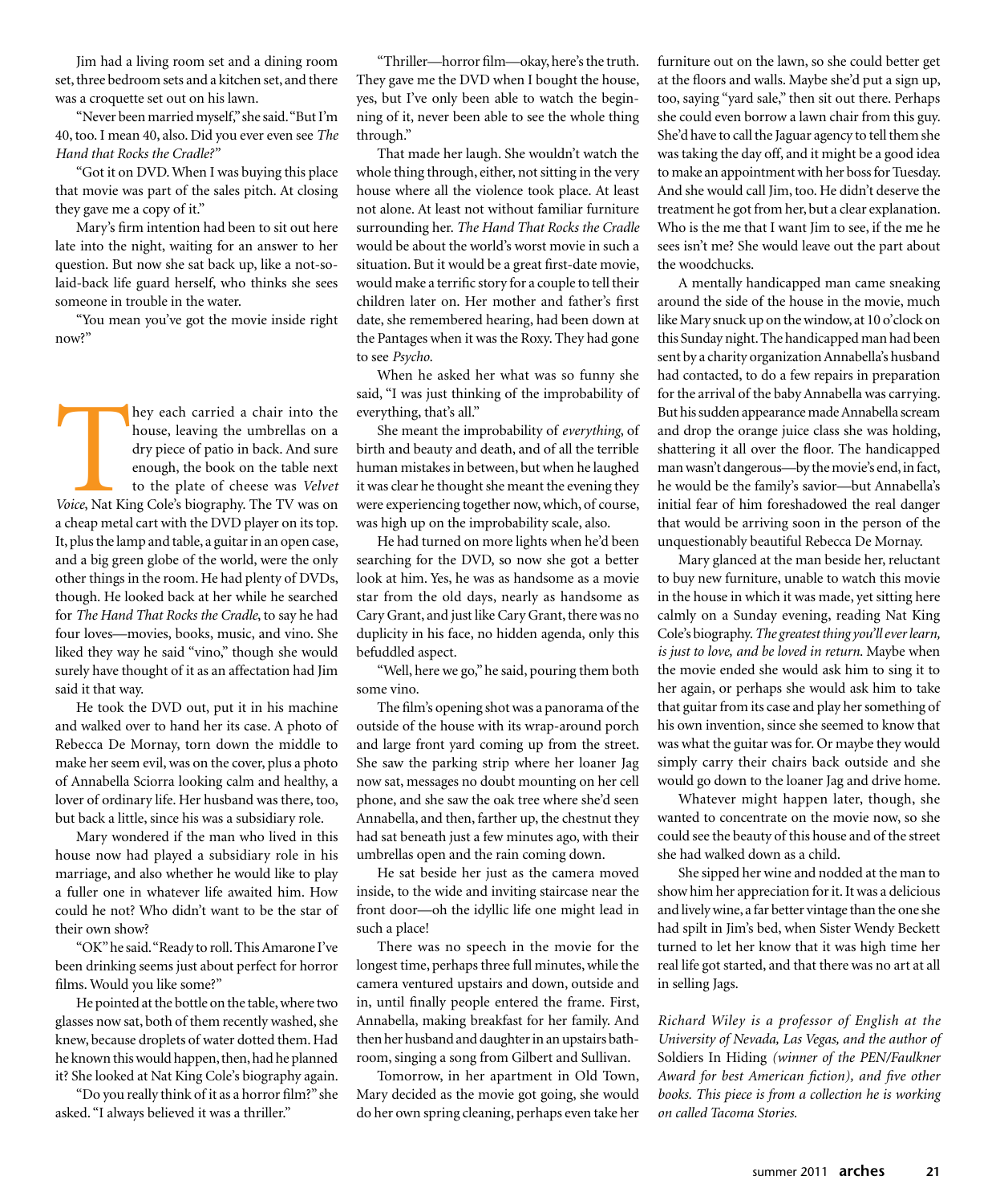Jim had a living room set and a dining room set, three bedroom sets and a kitchen set, and there was a croquette set out on his lawn.

"Never been married myself," she said. "But I'm 40, too. I mean 40, also. Did you ever even see *The Hand that Rocks the Cradle?*"

"Got it on DVD. When I was buying this place that movie was part of the sales pitch. At closing they gave me a copy of it."

Mary's firm intention had been to sit out here late into the night, waiting for an answer to her question. But now she sat back up, like a not-so-laid-back life guard herself, who thinks she sees someone in trouble in the water.

"You mean you've got the movie inside right now?"

They each carried a chair into the house, leaving the umbrellas on a dry piece of patio in back. And sure enough, the book on the table next to the plate of cheese was *Velvet Voice*, Nat King Cole's biography. The TV was on a cheap metal cart with the DVD player on its top. It, plus the lamp and table, a guitar in an open case, and a big green globe of the world, were the only other things in the room. He had plenty of DVDs, though. He looked back at her while he searched for *The Hand That Rocks the Cradle*, to say he had four loves—movies, books, music, and vino. She liked they way he said "vino," though she would surely have thought of it as an affectation had Jim said it that way.

He took the DVD out, put it in his machine and walked over to hand her its case. A photo of Rebecca De Mornay, torn down the middle to make her seem evil, was on the cover, plus a photo of Annabella Sciorra looking calm and healthy, a lover of ordinary life. Her husband was there, too, but back a little, since his was a subsidiary role.

Mary wondered if the man who lived in this house now had played a subsidiary role in his marriage, and also whether he would like to play a fuller one in whatever life awaited him. How could he not? Who didn't want to be the star of their own show?

"OK" he said. "Ready to roll. This Amarone I've been drinking seems just about perfect for horror films. Would you like some?"

He pointed at the bottle on the table, where two glasses now sat, both of them recently washed, she knew, because droplets of water dotted them. Had he known this would happen, then, had he planned it? She looked at Nat King Cole's biography again.

"Do you really think of it as a horror film?" she asked. "I always believed it was a thriller."

"Thriller—horror film—okay, here's the truth. They gave me the DVD when I bought the house, yes, but I've only been able to watch the beginning of it, never been able to see the whole thing through."

That made her laugh. She wouldn't watch the whole thing through, either, not sitting in the very house where all the violence took place. At least not alone. At least not without familiar furniture surrounding her. *The Hand That Rocks the Cradle* would be about the world's worst movie in such a situation. But it would be a great first-date movie, would make a terrific story for a couple to tell their children later on. Her mother and father's first date, she remembered hearing, had been down at the Pantages when it was the Roxy. They had gone to see *Psycho*.

When he asked her what was so funny she said, "I was just thinking of the improbability of everything, that's all."

She meant the improbability of *everything*, of birth and beauty and death, and of all the terrible human mistakes in between, but when he laughed it was clear he thought she meant the evening they were experiencing together now, which, of course, was high up on the improbability scale, also.

He had turned on more lights when he'd been searching for the DVD, so now she got a better look at him. Yes, he was as handsome as a movie star from the old days, nearly as handsome as Cary Grant, and just like Cary Grant, there was no duplicity in his face, no hidden agenda, only this befuddled aspect.

"Well, here we go," he said, pouring them both some vino.

The film's opening shot was a panorama of the outside of the house with its wrap-around porch and large front yard coming up from the street. She saw the parking strip where her loaner Jag now sat, messages no doubt mounting on her cell phone, and she saw the oak tree where she'd seen Annabella, and then, farther up, the chestnut they had sat beneath just a few minutes ago, with their umbrellas open and the rain coming down.

He sat beside her just as the camera moved inside, to the wide and inviting staircase near the front door—oh the idyllic life one might lead in such a place!

There was no speech in the movie for the longest time, perhaps three full minutes, while the camera ventured upstairs and down, outside and in, until finally people entered the frame. First, Annabella, making breakfast for her family. And then her husband and daughter in an upstairs bathroom, singing a song from Gilbert and Sullivan.

Tomorrow, in her apartment in Old Town, Mary decided as the movie got going, she would do her own spring cleaning, perhaps even take her furniture out on the lawn, so she could better get at the floors and walls. Maybe she'd put a sign up, too, saying "yard sale," then sit out there. Perhaps she could even borrow a lawn chair from this guy. She'd have to call the Jaguar agency to tell them she was taking the day off, and it might be a good idea to make an appointment with her boss for Tuesday. And she would call Jim, too. He didn't deserve the treatment he got from her, but a clear explanation. Who is the me that I want Jim to see, if the me he sees isn't me? She would leave out the part about the woodchucks.

A mentally handicapped man came sneaking around the side of the house in the movie, much like Mary snuck up on the window, at 10 o'clock on this Sunday night. The handicapped man had been sent by a charity organization Annabella's husband had contacted, to do a few repairs in preparation for the arrival of the baby Annabella was carrying. But his sudden appearance made Annabella scream and drop the orange juice class she was holding, shattering it all over the floor. The handicapped man wasn't dangerous—by the movie's end, in fact, he would be the family's savior—but Annabella's initial fear of him foreshadowed the real danger that would be arriving soon in the person of the unquestionably beautiful Rebecca De Mornay.

Mary glanced at the man beside her, reluctant to buy new furniture, unable to watch this movie in the house in which it was made, yet sitting here calmly on a Sunday evening, reading Nat King Cole's biography. *The greatest thing you'll ever learn, is just to love, and be loved in return.* Maybe when the movie ended she would ask him to sing it to her again, or perhaps she would ask him to take that guitar from its case and play her something of his own invention, since she seemed to know that was what the guitar was for. Or maybe they would simply carry their chairs back outside and she would go down to the loaner Jag and drive home.

Whatever might happen later, though, she wanted to concentrate on the movie now, so she could see the beauty of this house and of the street she had walked down as a child.

She sipped her wine and nodded at the man to show him her appreciation for it. It was a delicious and lively wine, a far better vintage than the one she had spilt in Jim's bed, when Sister Wendy Beckett turned to let her know that it was high time her real life got started, and that there was no art at all in selling Jags.

*Richard Wiley is a professor of English at the University of Nevada, Las Vegas, and the author of* Soldiers In Hiding *(winner of the PEN/Faulkner Award for best American fiction), and five other books. This piece is from a collection he is working on called Tacoma Stories.*